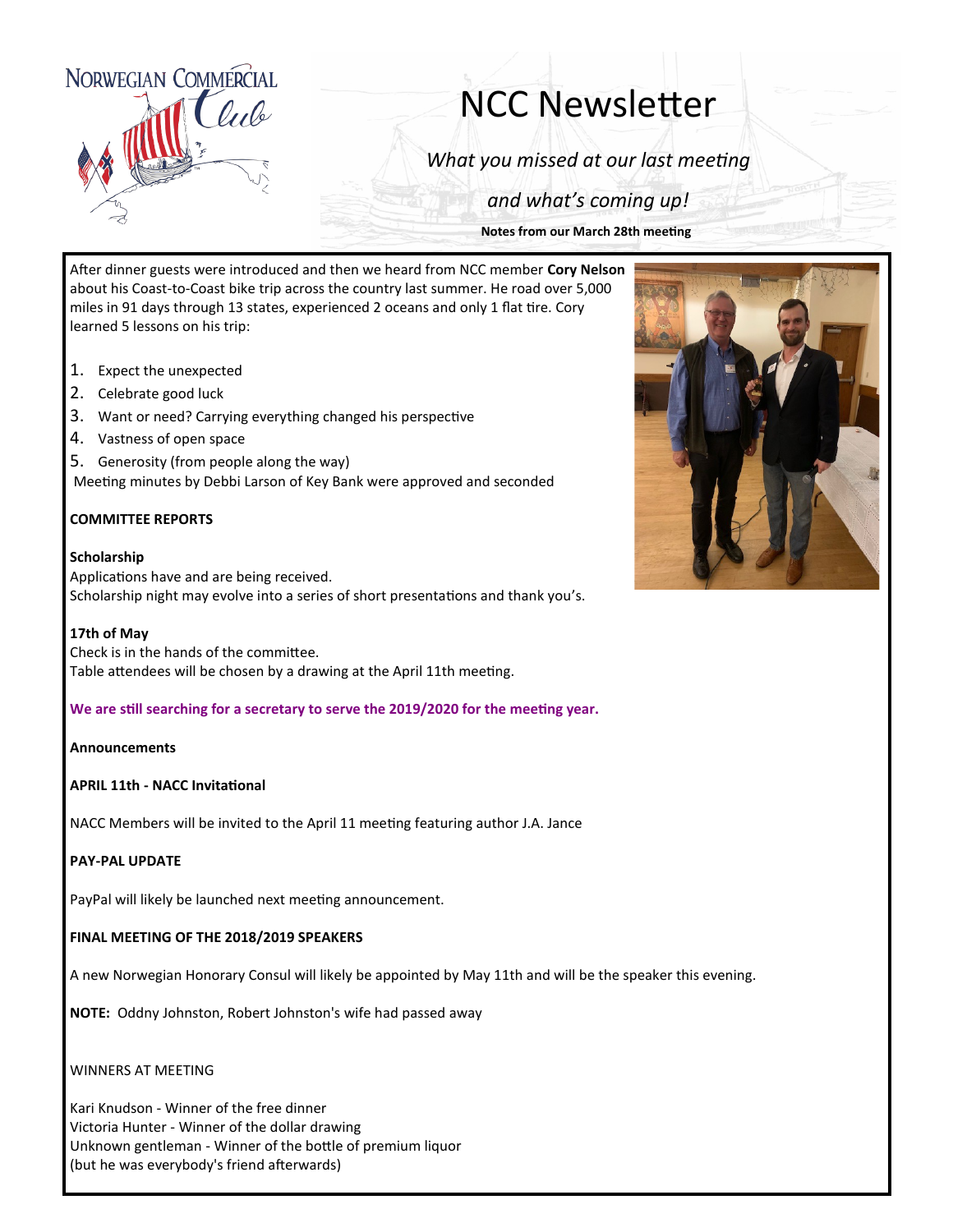NORWEGIAN COMMERCIAL Club

# NCC Newsletter

*What you missed at our last meeting*

*and what's coming up!*

**Notes from our March 28th meeting**

After dinner guests were introduced and then we heard from NCC member **Cory Nelson** about his Coast-to-Coast bike trip across the country last summer. He road over 5,000 miles in 91 days through 13 states, experienced 2 oceans and only 1 flat tire. Cory learned 5 lessons on his trip:

1. Expect the unexpected
2. Celebrate good luck
3. Want or need? Carrying everything changed his perspective
4. Vastness of open space
5. Generosity (from people along the way)

Meeting minutes by Debbi Larson of Key Bank were approved and seconded

**COMMITTEE REPORTS**

**Scholarship**

Applications have and are being received.
Scholarship night may evolve into a series of short presentations and thank you's.

**17th of May**

Check is in the hands of the committee.
Table attendees will be chosen by a drawing at the April 11th meeting.

**We are still searching for a secretary to serve the 2019/2020 for the meeting year.**

**Announcements**

**APRIL 11th - NACC Invitational**

NACC Members will be invited to the April 11 meeting featuring author J.A. Jance

**PAY-PAL UPDATE**

PayPal will likely be launched next meeting announcement.

**FINAL MEETING OF THE 2018/2019 SPEAKERS**

A new Norwegian Honorary Consul will likely be appointed by May 11th and will be the speaker this evening.

**NOTE:** Oddny Johnston, Robert Johnston's wife had passed away

WINNERS AT MEETING

Kari Knudson - Winner of the free dinner
Victoria Hunter - Winner of the dollar drawing
Unknown gentleman - Winner of the bottle of premium liquor
(but he was everybody's friend afterwards)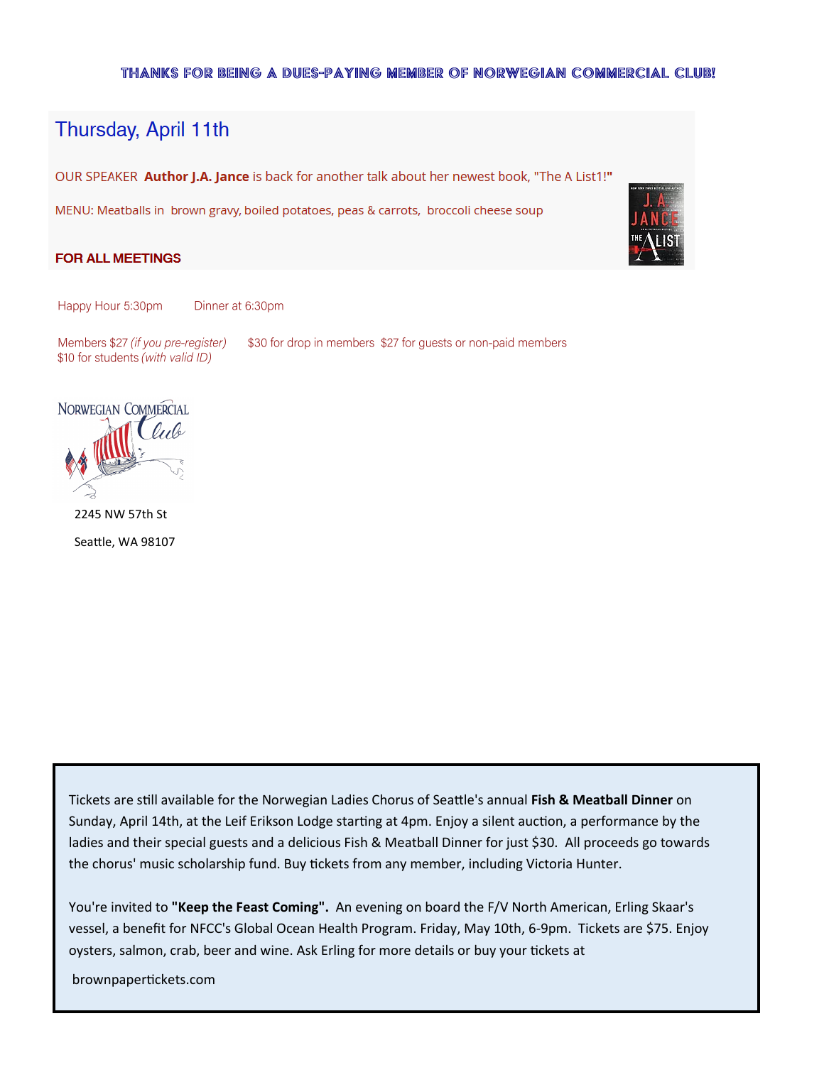**THANKS FOR BEING A DUES-PAYING MEMBER OF NORWEGIAN COMMERCIAL CLUB!**

## Thursday, April 11th

OUR SPEAKER **Author J.A. Jance** is back for another talk about her newest book, "The A List1!**"**

MENU: Meatballs in brown gravy, boiled potatoes, peas & carrots, broccoli cheese soup

### FOR ALL MEETINGS

Happy Hour 5:30pm  Dinner at 6:30pm

Members $27 *(if you pre-register)*  $30 for drop in members  $27 for guests or non-paid members
$10 for students *(with valid ID)*

Norwegian Commercial Club

2245 NW 57th St

Seattle, WA 98107

Tickets are still available for the Norwegian Ladies Chorus of Seattle's annual **Fish & Meatball Dinner** on Sunday, April 14th, at the Leif Erikson Lodge starting at 4pm. Enjoy a silent auction, a performance by the ladies and their special guests and a delicious Fish & Meatball Dinner for just $30. All proceeds go towards the chorus' music scholarship fund. Buy tickets from any member, including Victoria Hunter.

You're invited to **"Keep the Feast Coming".** An evening on board the F/V North American, Erling Skaar's vessel, a benefit for NFCC's Global Ocean Health Program. Friday, May 10th, 6-9pm. Tickets are $75. Enjoy oysters, salmon, crab, beer and wine. Ask Erling for more details or buy your tickets at

brownpapertickets.com